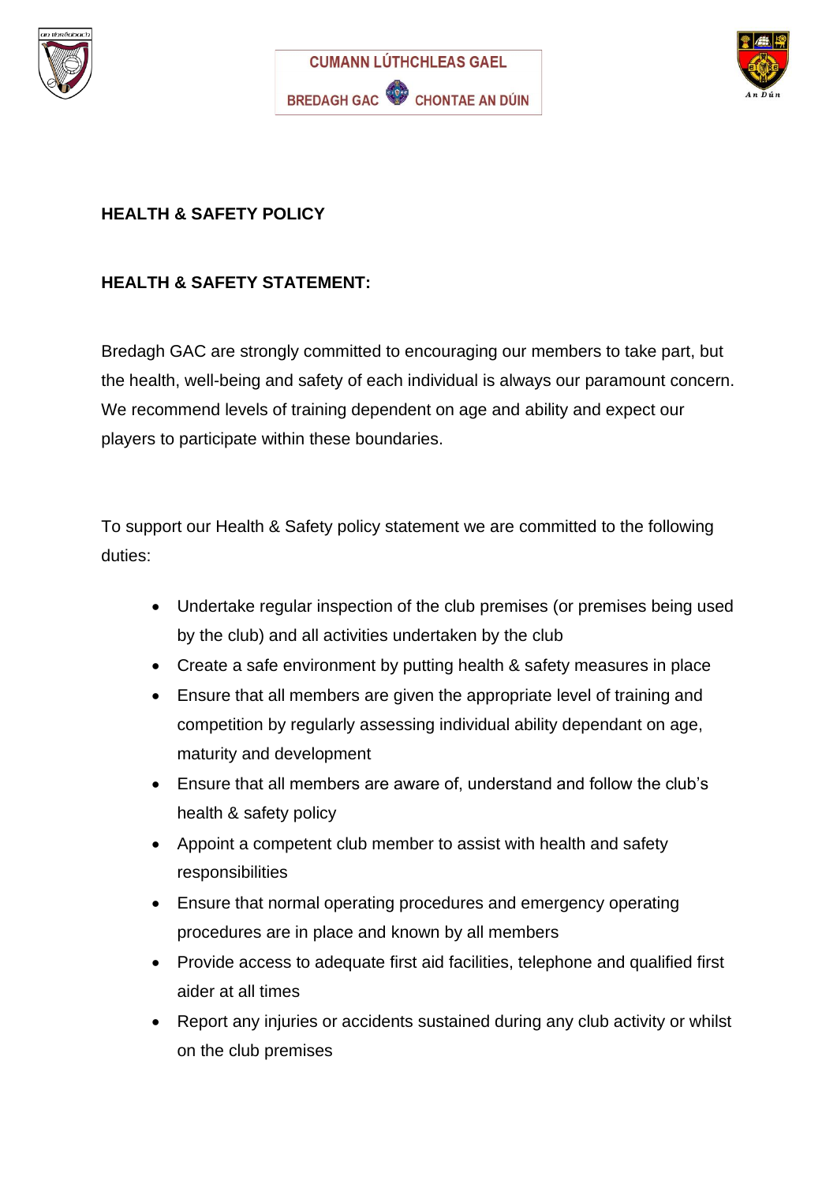CUMANN LÚTHCHLEAS GAEL

BREDAGH GAC CHONTAE AN DÚIN

# HEALTH & SAFETY POLICY

## HEALTH & SAFETY STATEMENT:

Bredagh GAC are strongly committed to encouraging our members to take part, but the health, well-being and safety of each individual is always our paramount concern. We recommend levels of training dependent on age and ability and expect our players to participate within these boundaries.

To support our Health & Safety policy statement we are committed to the following duties:

- Undertake regular inspection of the club premises (or premises being used by the club) and all activities undertaken by the club
- Create a safe environment by putting health & safety measures in place
- Ensure that all members are given the appropriate level of training and competition by regularly assessing individual ability dependant on age, maturity and development
- Ensure that all members are aware of, understand and follow the club's health & safety policy
- Appoint a competent club member to assist with health and safety responsibilities
- Ensure that normal operating procedures and emergency operating procedures are in place and known by all members
- Provide access to adequate first aid facilities, telephone and qualified first aider at all times
- Report any injuries or accidents sustained during any club activity or whilst on the club premises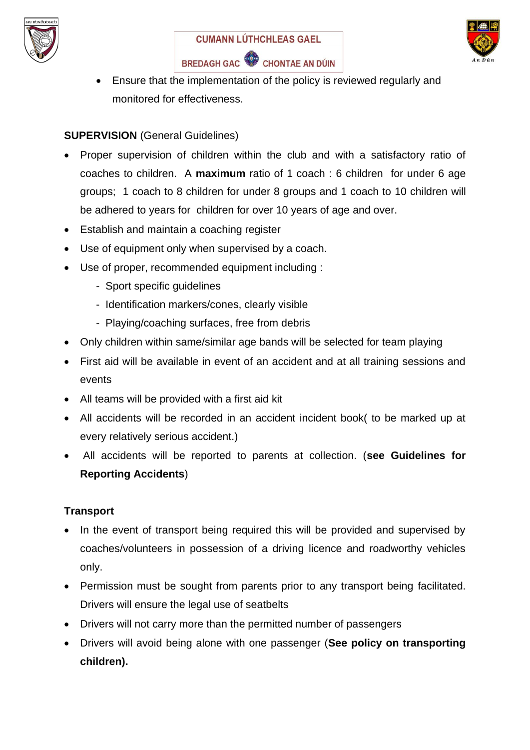- Ensure that the implementation of the policy is reviewed regularly and monitored for effectiveness.

**SUPERVISION** (General Guidelines)

- Proper supervision of children within the club and with a satisfactory ratio of coaches to children. A **maximum** ratio of 1 coach : 6 children for under 6 age groups; 1 coach to 8 children for under 8 groups and 1 coach to 10 children will be adhered to years for children for over 10 years of age and over.
- Establish and maintain a coaching register
- Use of equipment only when supervised by a coach.
- Use of proper, recommended equipment including :
  - Sport specific guidelines
  - Identification markers/cones, clearly visible
  - Playing/coaching surfaces, free from debris
- Only children within same/similar age bands will be selected for team playing
- First aid will be available in event of an accident and at all training sessions and events
- All teams will be provided with a first aid kit
- All accidents will be recorded in an accident incident book( to be marked up at every relatively serious accident.)
- All accidents will be reported to parents at collection. (**see Guidelines for Reporting Accidents**)

**Transport**

- In the event of transport being required this will be provided and supervised by coaches/volunteers in possession of a driving licence and roadworthy vehicles only.
- Permission must be sought from parents prior to any transport being facilitated. Drivers will ensure the legal use of seatbelts
- Drivers will not carry more than the permitted number of passengers
- Drivers will avoid being alone with one passenger (**See policy on transporting children).**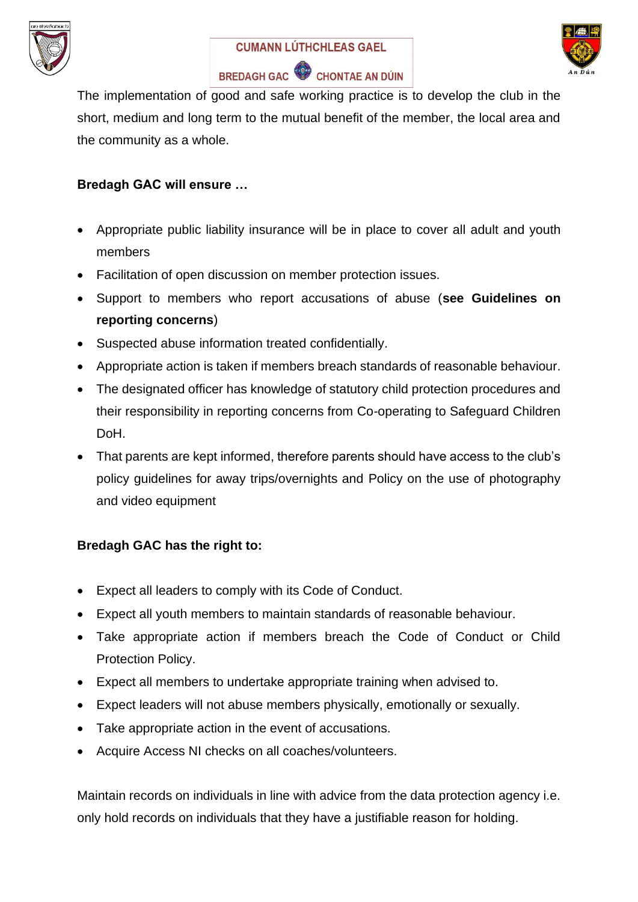The implementation of good and safe working practice is to develop the club in the short, medium and long term to the mutual benefit of the member, the local area and the community as a whole.

**Bredagh GAC will ensure …**

- Appropriate public liability insurance will be in place to cover all adult and youth members
- Facilitation of open discussion on member protection issues.
- Support to members who report accusations of abuse (**see Guidelines on reporting concerns**)
- Suspected abuse information treated confidentially.
- Appropriate action is taken if members breach standards of reasonable behaviour.
- The designated officer has knowledge of statutory child protection procedures and their responsibility in reporting concerns from Co-operating to Safeguard Children DoH.
- That parents are kept informed, therefore parents should have access to the club's policy guidelines for away trips/overnights and Policy on the use of photography and video equipment

**Bredagh GAC has the right to:**

- Expect all leaders to comply with its Code of Conduct.
- Expect all youth members to maintain standards of reasonable behaviour.
- Take appropriate action if members breach the Code of Conduct or Child Protection Policy.
- Expect all members to undertake appropriate training when advised to.
- Expect leaders will not abuse members physically, emotionally or sexually.
- Take appropriate action in the event of accusations.
- Acquire Access NI checks on all coaches/volunteers.

Maintain records on individuals in line with advice from the data protection agency i.e. only hold records on individuals that they have a justifiable reason for holding.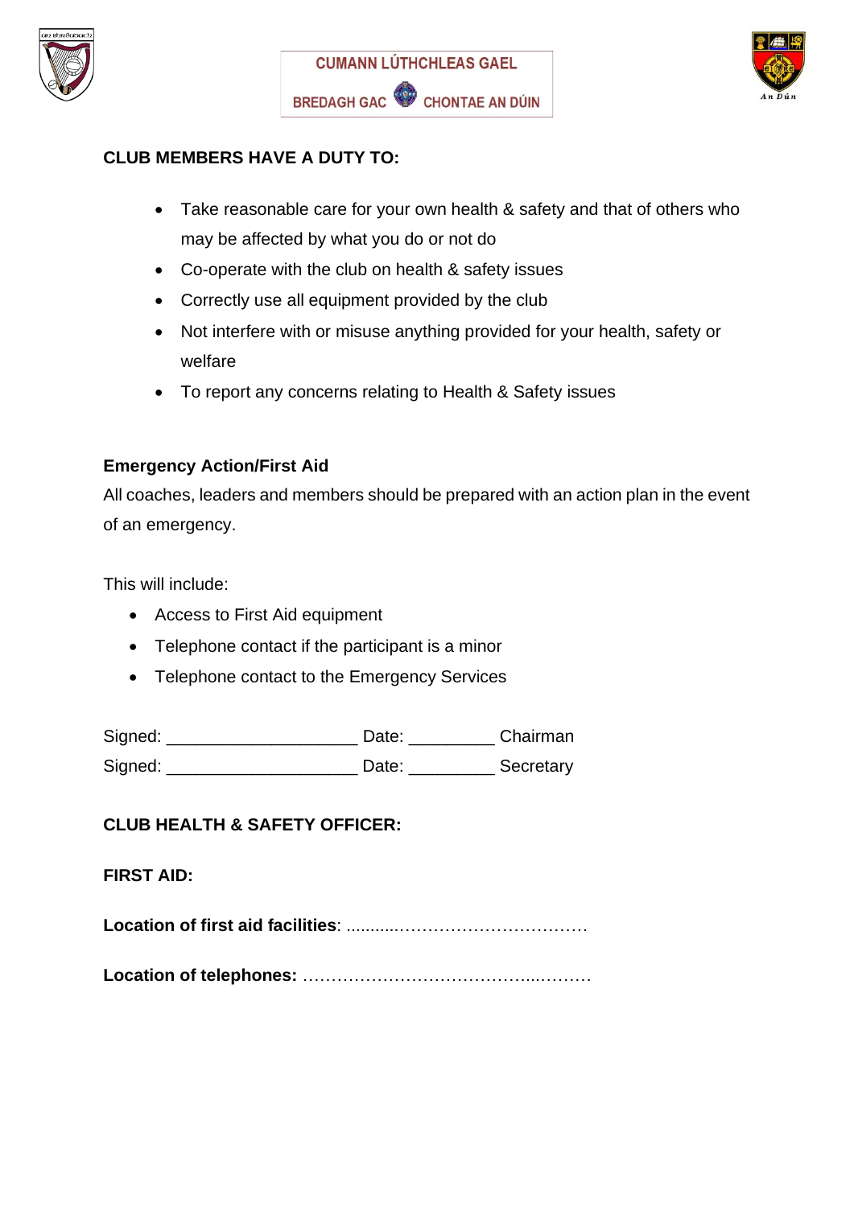CUMANN LÚTHCHLEAS GAEL

BREDAGH GAC CHONTAE AN DÚIN

**CLUB MEMBERS HAVE A DUTY TO:**

- Take reasonable care for your own health & safety and that of others who may be affected by what you do or not do
- Co-operate with the club on health & safety issues
- Correctly use all equipment provided by the club
- Not interfere with or misuse anything provided for your health, safety or welfare
- To report any concerns relating to Health & Safety issues

**Emergency Action/First Aid**

All coaches, leaders and members should be prepared with an action plan in the event of an emergency.

This will include:

- Access to First Aid equipment
- Telephone contact if the participant is a minor
- Telephone contact to the Emergency Services

Signed: ____________________ Date: _________ Chairman

Signed: ____________________ Date: _________ Secretary

**CLUB HEALTH & SAFETY OFFICER:**

**FIRST AID:**

**Location of first aid facilities**: ...........……………………………

**Location of telephones:** ……………………………………...………